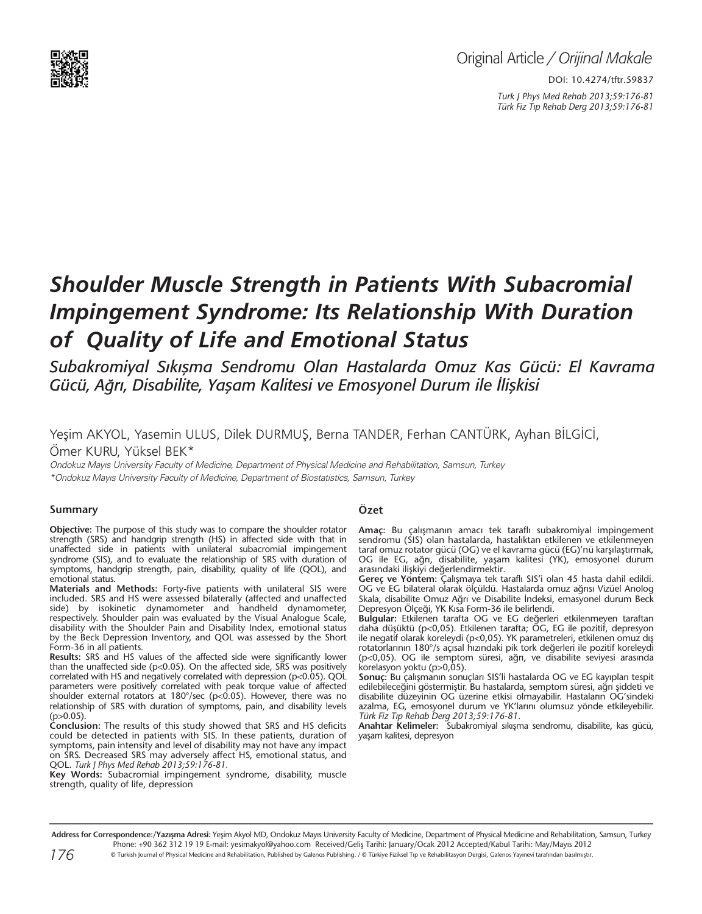Original Article / *Orijinal Makale*

DOI: 10.4274/tftr.59837

# *Shoulder Muscle Strength in Patients With Subacromial Impingement Syndrome: Its Relationship With Duration of Quality of Life and Emotional Status*

## *Subakromiyal Sıkışma Sendromu Olan Hastalarda Omuz Kas Gücü: El Kavrama Gücü, Ağrı, Disabilite, Yaşam Kalitesi ve Emosyonel Durum ile İlişkisi*

Yeşim AKYOL, Yasemin ULUS, Dilek DURMUŞ, Berna TANDER, Ferhan CANTÜRK, Ayhan BİLGİCİ, Ömer KURU, Yüksel BEK*

*Ondokuz Mayıs University Faculty of Medicine, Department of Physical Medicine and Rehabilitation, Samsun, Turkey*

*\*Ondokuz Mayıs University Faculty of Medicine, Department of Biostatistics, Samsun, Turkey*

### Summary

**Objective:** The purpose of this study was to compare the shoulder rotator strength (SRS) and handgrip strength (HS) in affected side with that in unaffected side in patients with unilateral subacromial impingement syndrome (SIS), and to evaluate the relationship of SRS with duration of symptoms, handgrip strength, pain, disability, quality of life (QOL), and emotional status.

**Materials and Methods:** Forty-five patients with unilateral SIS were included. SRS and HS were assessed bilaterally (affected and unaffected side) by isokinetic dynamometer and handheld dynamometer, respectively. Shoulder pain was evaluated by the Visual Analogue Scale, disability with the Shoulder Pain and Disability Index, emotional status by the Beck Depression Inventory, and QOL was assessed by the Short Form-36 in all patients.

**Results:** SRS and HS values of the affected side were significantly lower than the unaffected side ($p<0.05$). On the affected side, SRS was positively correlated with HS and negatively correlated with depression ($p<0.05$). QOL parameters were positively correlated with peak torque value of affected shoulder external rotators at 180°/sec ($p<0.05$). However, there was no relationship of SRS with duration of symptoms, pain, and disability levels ($p>0.05$).

**Conclusion:** The results of this study showed that SRS and HS deficits could be detected in patients with SIS. In these patients, duration of symptoms, pain intensity and level of disability may not have any impact on SRS. Decreased SRS may adversely affect HS, emotional status, and QOL. *Turk J Phys Med Rehab 2013;59:176-81.*

**Key Words:** Subacromial impingement syndrome, disability, muscle strength, quality of life, depression

### Özet

**Amaç:** Bu çalışmanın amacı tek taraflı subakromiyal impingement sendromu (SIS) olan hastalarda, hastalıktan etkilenen ve etkilenmeyen taraf omuz rotator gücü (OG) ve el kavrama gücü (EG)'nü karşılaştırmak, OG ile EG, ağrı, disabilite, yaşam kalitesi (YK), emosyonel durum arasındaki ilişkiyi değerlendirmektir.

**Gereç ve Yöntem:** Çalışmaya tek taraflı SIS'i olan 45 hasta dahil edildi. OG ve EG bilateral olarak ölçüldü. Hastalarda omuz ağrısı Vizüel Anolog Skala, disabilite Omuz Ağrı ve Disabilite İndeksi, emosyonel durum Beck Depresyon Ölçeği, YK Kısa Form-36 ile belirlendi.

**Bulgular:** Etkilenen tarafta OG ve EG değerleri etkilenmeyen taraftan daha düşüktü ($p<0,05$). Etkilenen tarafta; OG, EG ile pozitif, depresyon ile negatif olarak koreleydi ($p<0,05$). YK parametreleri, etkilenen omuz dış rotatorlarının 180°/s açısal hızındaki pik tork değerleri ile pozitif koreleydi ($p<0,05$). OG ile semptom süresi, ağrı, ve disabilite seviyesi arasında korelasyon yoktu ($p>0,05$).

**Sonuç:** Bu çalışmanın sonuçları SIS'li hastalarda OG ve EG kayıpları tespit edilebileceğini göstermiştir. Bu hastalarda, semptom süresi, ağrı şiddeti ve disabilite düzeyinin OG üzerine etkisi olmayabilir. Hastaların OG'sindeki azalma, EG, emosyonel durum ve YK'larını olumsuz yönde etkileyebilir. *Türk Fiz Tıp Rehab Derg 2013;59:176-81.*

**Anahtar Kelimeler:** Subakromiyal sıkışma sendromu, disabilite, kas gücü, yaşam kalitesi, depresyon

---

**Address for Correspondence:/Yazışma Adresi:** Yeşim Akyol MD, Ondokuz Mayıs University Faculty of Medicine, Department of Physical Medicine and Rehabilitation, Samsun, Turkey Phone: +90 362 312 19 19 E-mail: yesimakyol@yahoo.com Received/Geliş Tarihi: January/Ocak 2012 Accepted/Kabul Tarihi: May/Mayıs 2012

© Turkish Journal of Physical Medicine and Rehabilitation, Published by Galenos Publishing. / © Türkiye Fiziksel Tıp ve Rehabilitasyon Dergisi, Galenos Yayınevi tarafından basılmıştır.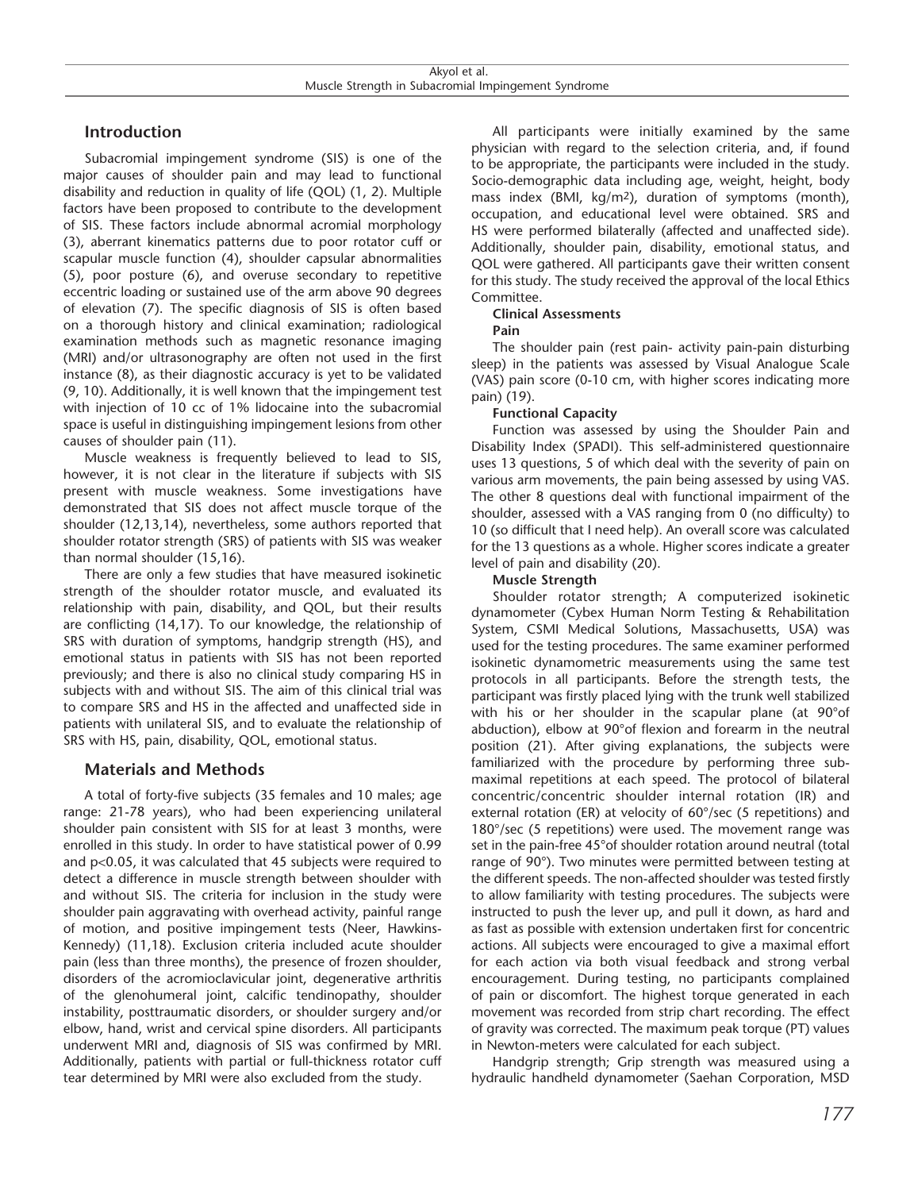## Introduction

Subacromial impingement syndrome (SIS) is one of the major causes of shoulder pain and may lead to functional disability and reduction in quality of life (QOL) (1, 2). Multiple factors have been proposed to contribute to the development of SIS. These factors include abnormal acromial morphology (3), aberrant kinematics patterns due to poor rotator cuff or scapular muscle function (4), shoulder capsular abnormalities (5), poor posture (6), and overuse secondary to repetitive eccentric loading or sustained use of the arm above 90 degrees of elevation (7). The specific diagnosis of SIS is often based on a thorough history and clinical examination; radiological examination methods such as magnetic resonance imaging (MRI) and/or ultrasonography are often not used in the first instance (8), as their diagnostic accuracy is yet to be validated (9, 10). Additionally, it is well known that the impingement test with injection of 10 cc of 1% lidocaine into the subacromial space is useful in distinguishing impingement lesions from other causes of shoulder pain (11).

Muscle weakness is frequently believed to lead to SIS, however, it is not clear in the literature if subjects with SIS present with muscle weakness. Some investigations have demonstrated that SIS does not affect muscle torque of the shoulder (12,13,14), nevertheless, some authors reported that shoulder rotator strength (SRS) of patients with SIS was weaker than normal shoulder (15,16).

There are only a few studies that have measured isokinetic strength of the shoulder rotator muscle, and evaluated its relationship with pain, disability, and QOL, but their results are conflicting (14,17). To our knowledge, the relationship of SRS with duration of symptoms, handgrip strength (HS), and emotional status in patients with SIS has not been reported previously; and there is also no clinical study comparing HS in subjects with and without SIS. The aim of this clinical trial was to compare SRS and HS in the affected and unaffected side in patients with unilateral SIS, and to evaluate the relationship of SRS with HS, pain, disability, QOL, emotional status.

## Materials and Methods

A total of forty-five subjects (35 females and 10 males; age range: 21-78 years), who had been experiencing unilateral shoulder pain consistent with SIS for at least 3 months, were enrolled in this study. In order to have statistical power of 0.99 and $p<0.05$, it was calculated that 45 subjects were required to detect a difference in muscle strength between shoulder with and without SIS. The criteria for inclusion in the study were shoulder pain aggravating with overhead activity, painful range of motion, and positive impingement tests (Neer, Hawkins-Kennedy) (11,18). Exclusion criteria included acute shoulder pain (less than three months), the presence of frozen shoulder, disorders of the acromioclavicular joint, degenerative arthritis of the glenohumeral joint, calcific tendinopathy, shoulder instability, posttraumatic disorders, or shoulder surgery and/or elbow, hand, wrist and cervical spine disorders. All participants underwent MRI and, diagnosis of SIS was confirmed by MRI. Additionally, patients with partial or full-thickness rotator cuff tear determined by MRI were also excluded from the study.

All participants were initially examined by the same physician with regard to the selection criteria, and, if found to be appropriate, the participants were included in the study. Socio-demographic data including age, weight, height, body mass index (BMI, kg/m$^2$), duration of symptoms (month), occupation, and educational level were obtained. SRS and HS were performed bilaterally (affected and unaffected side). Additionally, shoulder pain, disability, emotional status, and QOL were gathered. All participants gave their written consent for this study. The study received the approval of the local Ethics Committee.

### Clinical Assessments

#### Pain

The shoulder pain (rest pain- activity pain-pain disturbing sleep) in the patients was assessed by Visual Analogue Scale (VAS) pain score (0-10 cm, with higher scores indicating more pain) (19).

#### Functional Capacity

Function was assessed by using the Shoulder Pain and Disability Index (SPADI). This self-administered questionnaire uses 13 questions, 5 of which deal with the severity of pain on various arm movements, the pain being assessed by using VAS. The other 8 questions deal with functional impairment of the shoulder, assessed with a VAS ranging from 0 (no difficulty) to 10 (so difficult that I need help). An overall score was calculated for the 13 questions as a whole. Higher scores indicate a greater level of pain and disability (20).

#### Muscle Strength

Shoulder rotator strength; A computerized isokinetic dynamometer (Cybex Human Norm Testing & Rehabilitation System, CSMI Medical Solutions, Massachusetts, USA) was used for the testing procedures. The same examiner performed isokinetic dynamometric measurements using the same test protocols in all participants. Before the strength tests, the participant was firstly placed lying with the trunk well stabilized with his or her shoulder in the scapular plane (at 90°of abduction), elbow at 90°of flexion and forearm in the neutral position (21). After giving explanations, the subjects were familiarized with the procedure by performing three sub-maximal repetitions at each speed. The protocol of bilateral concentric/concentric shoulder internal rotation (IR) and external rotation (ER) at velocity of 60°/sec (5 repetitions) and 180°/sec (5 repetitions) were used. The movement range was set in the pain-free 45°of shoulder rotation around neutral (total range of 90°). Two minutes were permitted between testing at the different speeds. The non-affected shoulder was tested firstly to allow familiarity with testing procedures. The subjects were instructed to push the lever up, and pull it down, as hard and as fast as possible with extension undertaken first for concentric actions. All subjects were encouraged to give a maximal effort for each action via both visual feedback and strong verbal encouragement. During testing, no participants complained of pain or discomfort. The highest torque generated in each movement was recorded from strip chart recording. The effect of gravity was corrected. The maximum peak torque (PT) values in Newton-meters were calculated for each subject.

Handgrip strength; Grip strength was measured using a hydraulic handheld dynamometer (Saehan Corporation, MSD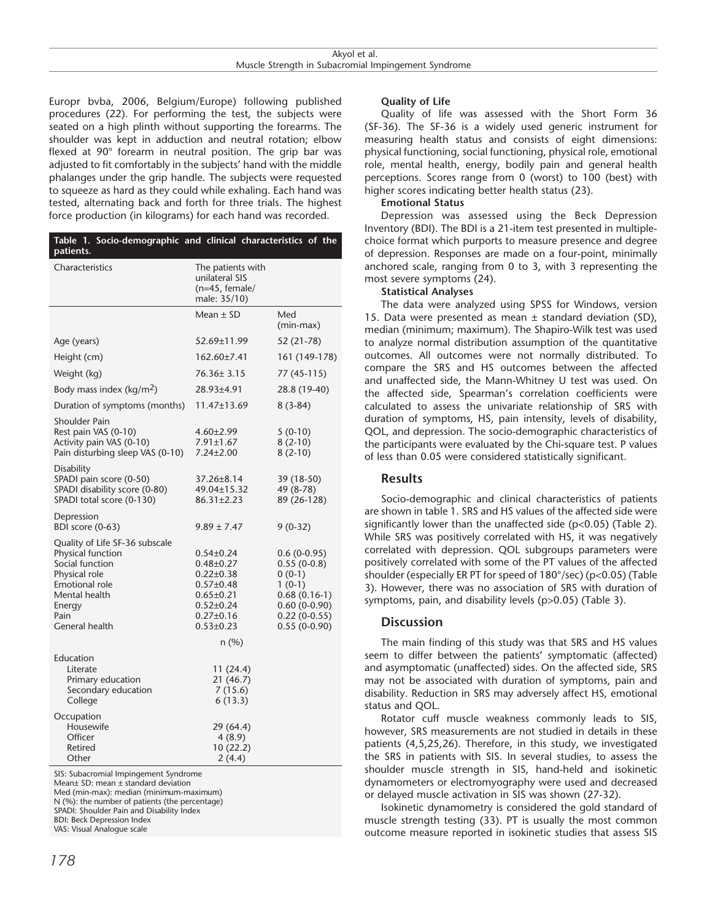Europr bvba, 2006, Belgium/Europe) following published procedures (22). For performing the test, the subjects were seated on a high plinth without supporting the forearms. The shoulder was kept in adduction and neutral rotation; elbow flexed at 90° forearm in neutral position. The grip bar was adjusted to fit comfortably in the subjects' hand with the middle phalanges under the grip handle. The subjects were requested to squeeze as hard as they could while exhaling. Each hand was tested, alternating back and forth for three trials. The highest force production (in kilograms) for each hand was recorded.

**Table 1. Socio-demographic and clinical characteristics of the patients.**

| Characteristics | The patients with unilateral SIS (n=45, female/ male: 35/10) | |
|---|---|---|
| | Mean ± SD | Med (min-max) |
| Age (years) | 52.69±11.99 | 52 (21-78) |
| Height (cm) | 162.60±7.41 | 161 (149-178) |
| Weight (kg) | 76.36± 3.15 | 77 (45-115) |
| Body mass index (kg/m$^2$) | 28.93±4.91 | 28.8 (19-40) |
| Duration of symptoms (months) | 11.47±13.69 | 8 (3-84) |
| Shoulder Pain | | |
| Rest pain VAS (0-10) | 4.60±2.99 | 5 (0-10) |
| Activity pain VAS (0-10) | 7.91±1.67 | 8 (2-10) |
| Pain disturbing sleep VAS (0-10) | 7.24±2.00 | 8 (2-10) |
| Disability | | |
| SPADI pain score (0-50) | 37.26±8.14 | 39 (18-50) |
| SPADI disability score (0-80) | 49.04±15.32 | 49 (8-78) |
| SPADI total score (0-130) | 86.31±2.23 | 89 (26-128) |
| Depression | | |
| BDI score (0-63) | 9.89 ± 7.47 | 9 (0-32) |
| Quality of Life SF-36 subscale | | |
| Physical function | 0.54±0.24 | 0.6 (0-0.95) |
| Social function | 0.48±0.27 | 0.55 (0-0.8) |
| Physical role | 0.22±0.38 | 0 (0-1) |
| Emotional role | 0.57±0.48 | 1 (0-1) |
| Mental health | 0.65±0.21 | 0.68 (0.16-1) |
| Energy | 0.52±0.24 | 0.60 (0-0.90) |
| Pain | 0.27±0.16 | 0.22 (0-0.55) |
| General health | 0.53±0.23 | 0.55 (0-0.90) |
| | n (%) | |
| Education | | |
| Literate | 11 (24.4) | |
| Primary education | 21 (46.7) | |
| Secondary education | 7 (15.6) | |
| College | 6 (13.3) | |
| Occupation | | |
| Housewife | 29 (64.4) | |
| Officer | 4 (8.9) | |
| Retired | 10 (22.2) | |
| Other | 2 (4.4) | |

SIS: Subacromial Impingement Syndrome
Mean± SD: mean ± standard deviation
Med (min-max): median (minimum-maximum)
N (%): the number of patients (the percentage)
SPADI: Shoulder Pain and Disability Index
BDI: Beck Depression Index
VAS: Visual Analogue scale

**Quality of Life**

Quality of life was assessed with the Short Form 36 (SF-36). The SF-36 is a widely used generic instrument for measuring health status and consists of eight dimensions: physical functioning, social functioning, physical role, emotional role, mental health, energy, bodily pain and general health perceptions. Scores range from 0 (worst) to 100 (best) with higher scores indicating better health status (23).

**Emotional Status**

Depression was assessed using the Beck Depression Inventory (BDI). The BDI is a 21-item test presented in multiple-choice format which purports to measure presence and degree of depression. Responses are made on a four-point, minimally anchored scale, ranging from 0 to 3, with 3 representing the most severe symptoms (24).

**Statistical Analyses**

The data were analyzed using SPSS for Windows, version 15. Data were presented as mean ± standard deviation (SD), median (minimum; maximum). The Shapiro-Wilk test was used to analyze normal distribution assumption of the quantitative outcomes. All outcomes were not normally distributed. To compare the SRS and HS outcomes between the affected and unaffected side, the Mann-Whitney U test was used. On the affected side, Spearman's correlation coefficients were calculated to assess the univariate relationship of SRS with duration of symptoms, HS, pain intensity, levels of disability, QOL, and depression. The socio-demographic characteristics of the participants were evaluated by the Chi-square test. P values of less than 0.05 were considered statistically significant.

## Results

Socio-demographic and clinical characteristics of patients are shown in table 1. SRS and HS values of the affected side were significantly lower than the unaffected side ($p<0.05$) (Table 2). While SRS was positively correlated with HS, it was negatively correlated with depression. QOL subgroups parameters were positively correlated with some of the PT values of the affected shoulder (especially ER PT for speed of 180°/sec) ($p<0.05$) (Table 3). However, there was no association of SRS with duration of symptoms, pain, and disability levels ($p>0.05$) (Table 3).

## Discussion

The main finding of this study was that SRS and HS values seem to differ between the patients' symptomatic (affected) and asymptomatic (unaffected) sides. On the affected side, SRS may not be associated with duration of symptoms, pain and disability. Reduction in SRS may adversely affect HS, emotional status and QOL.

Rotator cuff muscle weakness commonly leads to SIS, however, SRS measurements are not studied in details in these patients (4,5,25,26). Therefore, in this study, we investigated the SRS in patients with SIS. In several studies, to assess the shoulder muscle strength in SIS, hand-held and isokinetic dynamometers or electromyography were used and decreased or delayed muscle activation in SIS was shown (27-32).

Isokinetic dynamometry is considered the gold standard of muscle strength testing (33). PT is usually the most common outcome measure reported in isokinetic studies that assess SIS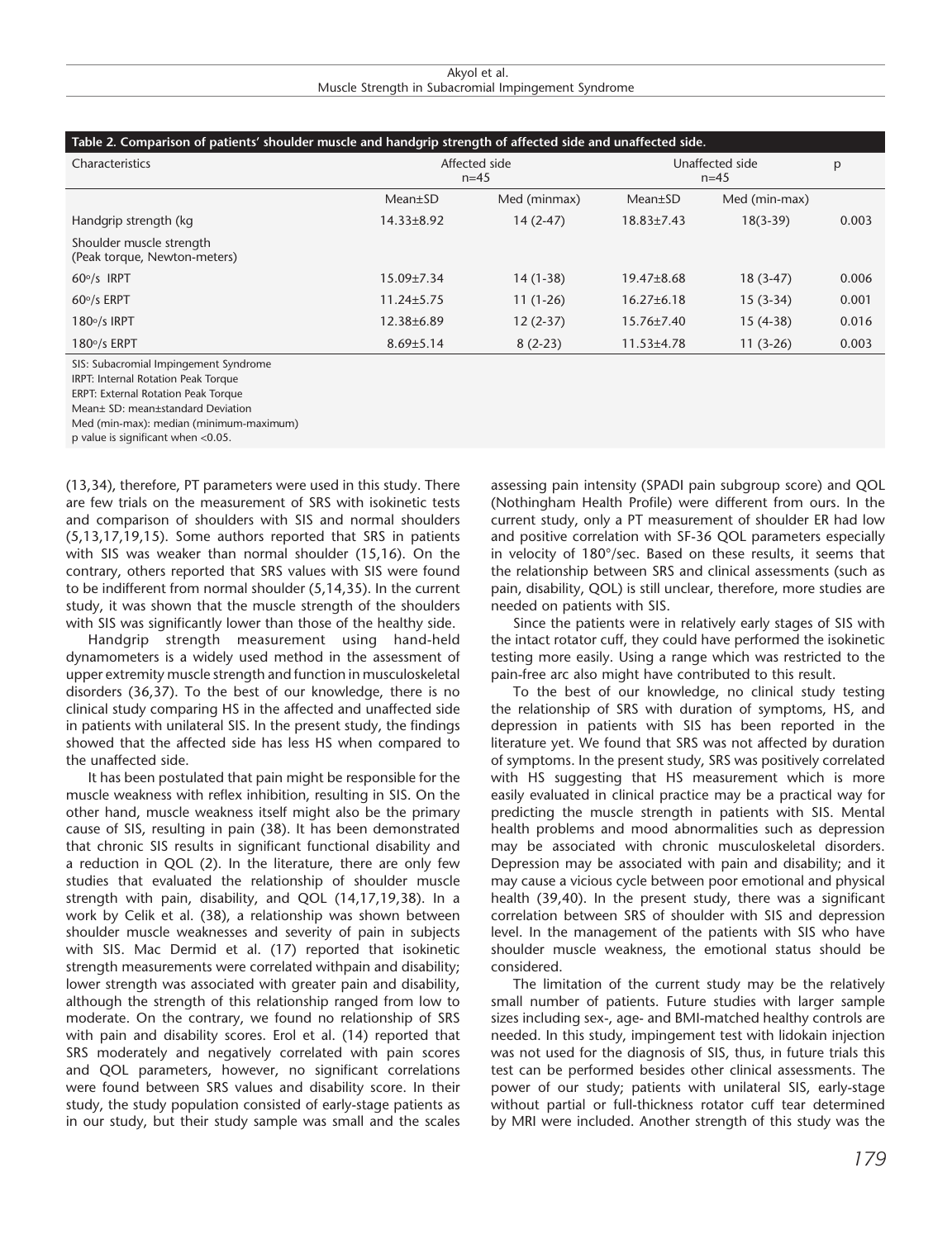**Table 2. Comparison of patients' shoulder muscle and handgrip strength of affected side and unaffected side.**

| Characteristics | Affected side n=45 | | Unaffected side n=45 | | p |
|---|---|---|---|---|---|
| | Mean±SD | Med (minmax) | Mean±SD | Med (min-max) | |
| Handgrip strength (kg | 14.33±8.92 | 14 (2-47) | 18.83±7.43 | 18(3-39) | 0.003 |
| Shoulder muscle strength (Peak torque, Newton-meters) | | | | | |
| 60°/s IRPT | 15.09±7.34 | 14 (1-38) | 19.47±8.68 | 18 (3-47) | 0.006 |
| 60°/s ERPT | 11.24±5.75 | 11 (1-26) | 16.27±6.18 | 15 (3-34) | 0.001 |
| 180°/s IRPT | 12.38±6.89 | 12 (2-37) | 15.76±7.40 | 15 (4-38) | 0.016 |
| 180°/s ERPT | 8.69±5.14 | 8 (2-23) | 11.53±4.78 | 11 (3-26) | 0.003 |

SIS: Subacromial Impingement Syndrome
IRPT: Internal Rotation Peak Torque
ERPT: External Rotation Peak Torque
Mean± SD: mean±standard Deviation
Med (min-max): median (minimum-maximum)
p value is significant when <0.05.

(13,34), therefore, PT parameters were used in this study. There are few trials on the measurement of SRS with isokinetic tests and comparison of shoulders with SIS and normal shoulders (5,13,17,19,15). Some authors reported that SRS in patients with SIS was weaker than normal shoulder (15,16). On the contrary, others reported that SRS values with SIS were found to be indifferent from normal shoulder (5,14,35). In the current study, it was shown that the muscle strength of the shoulders with SIS was significantly lower than those of the healthy side.

Handgrip strength measurement using hand-held dynamometers is a widely used method in the assessment of upper extremity muscle strength and function in musculoskeletal disorders (36,37). To the best of our knowledge, there is no clinical study comparing HS in the affected and unaffected side in patients with unilateral SIS. In the present study, the findings showed that the affected side has less HS when compared to the unaffected side.

It has been postulated that pain might be responsible for the muscle weakness with reflex inhibition, resulting in SIS. On the other hand, muscle weakness itself might also be the primary cause of SIS, resulting in pain (38). It has been demonstrated that chronic SIS results in significant functional disability and a reduction in QOL (2). In the literature, there are only few studies that evaluated the relationship of shoulder muscle strength with pain, disability, and QOL (14,17,19,38). In a work by Celik et al. (38), a relationship was shown between shoulder muscle weaknesses and severity of pain in subjects with SIS. Mac Dermid et al. (17) reported that isokinetic strength measurements were correlated withpain and disability; lower strength was associated with greater pain and disability, although the strength of this relationship ranged from low to moderate. On the contrary, we found no relationship of SRS with pain and disability scores. Erol et al. (14) reported that SRS moderately and negatively correlated with pain scores and QOL parameters, however, no significant correlations were found between SRS values and disability score. In their study, the study population consisted of early-stage patients as in our study, but their study sample was small and the scales assessing pain intensity (SPADI pain subgroup score) and QOL (Nothingham Health Profile) were different from ours. In the current study, only a PT measurement of shoulder ER had low and positive correlation with SF-36 QOL parameters especially in velocity of 180°/sec. Based on these results, it seems that the relationship between SRS and clinical assessments (such as pain, disability, QOL) is still unclear, therefore, more studies are needed on patients with SIS.

Since the patients were in relatively early stages of SIS with the intact rotator cuff, they could have performed the isokinetic testing more easily. Using a range which was restricted to the pain-free arc also might have contributed to this result.

To the best of our knowledge, no clinical study testing the relationship of SRS with duration of symptoms, HS, and depression in patients with SIS has been reported in the literature yet. We found that SRS was not affected by duration of symptoms. In the present study, SRS was positively correlated with HS suggesting that HS measurement which is more easily evaluated in clinical practice may be a practical way for predicting the muscle strength in patients with SIS. Mental health problems and mood abnormalities such as depression may be associated with chronic musculoskeletal disorders. Depression may be associated with pain and disability; and it may cause a vicious cycle between poor emotional and physical health (39,40). In the present study, there was a significant correlation between SRS of shoulder with SIS and depression level. In the management of the patients with SIS who have shoulder muscle weakness, the emotional status should be considered.

The limitation of the current study may be the relatively small number of patients. Future studies with larger sample sizes including sex-, age- and BMI-matched healthy controls are needed. In this study, impingement test with lidokain injection was not used for the diagnosis of SIS, thus, in future trials this test can be performed besides other clinical assessments. The power of our study; patients with unilateral SIS, early-stage without partial or full-thickness rotator cuff tear determined by MRI were included. Another strength of this study was the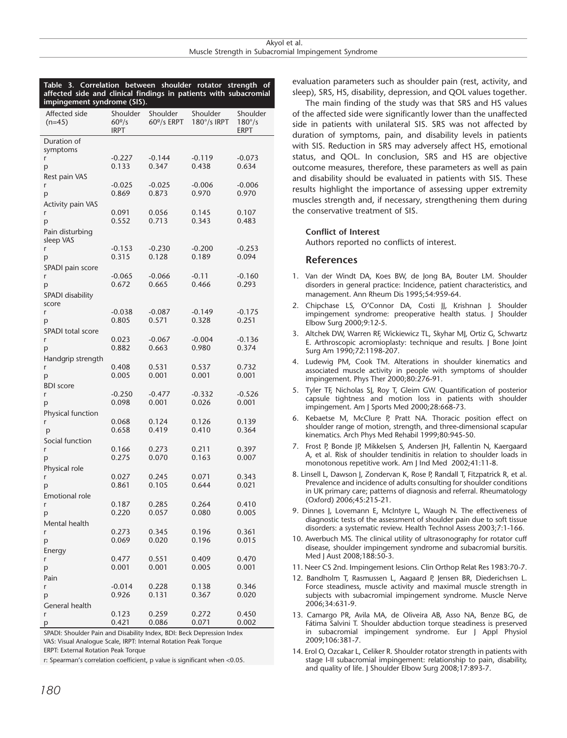**Table 3. Correlation between shoulder rotator strength of affected side and clinical findings in patients with subacromial impingement syndrome (SIS).**

| Affected side (n=45) | Shoulder 60º/s IRPT | Shoulder 60º/s ERPT | Shoulder 180°/s IRPT | Shoulder 180°/s ERPT |
|---|---|---|---|---|
| Duration of symptoms | | | | |
| r | -0.227 | -0.144 | -0.119 | -0.073 |
| p | 0.133 | 0.347 | 0.438 | 0.634 |
| Rest pain VAS | | | | |
| r | -0.025 | -0.025 | -0.006 | -0.006 |
| p | 0.869 | 0.873 | 0.970 | 0.970 |
| Activity pain VAS | | | | |
| r | 0.091 | 0.056 | 0.145 | 0.107 |
| p | 0.552 | 0.713 | 0.343 | 0.483 |
| Pain disturbing sleep VAS | | | | |
| r | -0.153 | -0.230 | -0.200 | -0.253 |
| p | 0.315 | 0.128 | 0.189 | 0.094 |
| SPADI pain score | | | | |
| r | -0.065 | -0.066 | -0.11 | -0.160 |
| p | 0.672 | 0.665 | 0.466 | 0.293 |
| SPADI disability score | | | | |
| r | -0.038 | -0.087 | -0.149 | -0.175 |
| p | 0.805 | 0.571 | 0.328 | 0.251 |
| SPADI total score | | | | |
| r | 0.023 | -0.067 | -0.004 | -0.136 |
| p | 0.882 | 0.663 | 0.980 | 0.374 |
| Handgrip strength | | | | |
| r | 0.408 | 0.531 | 0.537 | 0.732 |
| p | 0.005 | 0.001 | 0.001 | 0.001 |
| BDI score | | | | |
| r | -0.250 | -0.477 | -0.332 | -0.526 |
| p | 0.098 | 0.001 | 0.026 | 0.001 |
| Physical function | | | | |
| r | 0.068 | 0.124 | 0.126 | 0.139 |
| p | 0.658 | 0.419 | 0.410 | 0.364 |
| Social function | | | | |
| r | 0.166 | 0.273 | 0.211 | 0.397 |
| p | 0.275 | 0.070 | 0.163 | 0.007 |
| Physical role | | | | |
| r | 0.027 | 0.245 | 0.071 | 0.343 |
| p | 0.861 | 0.105 | 0.644 | 0.021 |
| Emotional role | | | | |
| r | 0.187 | 0.285 | 0.264 | 0.410 |
| p | 0.220 | 0.057 | 0.080 | 0.005 |
| Mental health | | | | |
| r | 0.273 | 0.345 | 0.196 | 0.361 |
| p | 0.069 | 0.020 | 0.196 | 0.015 |
| Energy | | | | |
| r | 0.477 | 0.551 | 0.409 | 0.470 |
| p | 0.001 | 0.001 | 0.005 | 0.001 |
| Pain | | | | |
| r | -0.014 | 0.228 | 0.138 | 0.346 |
| p | 0.926 | 0.131 | 0.367 | 0.020 |
| General health | | | | |
| r | 0.123 | 0.259 | 0.272 | 0.450 |
| p | 0.421 | 0.086 | 0.071 | 0.002 |

SPADI: Shoulder Pain and Disability Index, BDI: Beck Depression Index
VAS: Visual Analogue Scale, IRPT: Internal Rotation Peak Torque
ERPT: External Rotation Peak Torque
r: Spearman's correlation coefficient, p value is significant when <0.05.

evaluation parameters such as shoulder pain (rest, activity, and sleep), SRS, HS, disability, depression, and QOL values together.

The main finding of the study was that SRS and HS values of the affected side were significantly lower than the unaffected side in patients with unilateral SIS. SRS was not affected by duration of symptoms, pain, and disability levels in patients with SIS. Reduction in SRS may adversely affect HS, emotional status, and QOL. In conclusion, SRS and HS are objective outcome measures, therefore, these parameters as well as pain and disability should be evaluated in patients with SIS. These results highlight the importance of assessing upper extremity muscles strength and, if necessary, strengthening them during the conservative treatment of SIS.

**Conflict of Interest**

Authors reported no conflicts of interest.

## References

1. Van der Windt DA, Koes BW, de Jong BA, Bouter LM. Shoulder disorders in general practice: Incidence, patient characteristics, and management. Ann Rheum Dis 1995;54:959-64.
2. Chipchase LS, O'Connor DA, Costi JJ, Krishnan J. Shoulder impingement syndrome: preoperative health status. J Shoulder Elbow Surg 2000;9:12-5.
3. Altchek DW, Warren RF, Wickiewicz TL, Skyhar MJ, Ortiz G, Schwartz E. Arthroscopic acromioplasty: technique and results. J Bone Joint Surg Am 1990;72:1198-207.
4. Ludewig PM, Cook TM. Alterations in shoulder kinematics and associated muscle activity in people with symptoms of shoulder impingement. Phys Ther 2000;80:276-91.
5. Tyler TF, Nicholas SJ, Roy T, Gleim GW. Quantification of posterior capsule tightness and motion loss in patients with shoulder impingement. Am J Sports Med 2000;28:668-73.
6. Kebaetse M, McClure P, Pratt NA. Thoracic position effect on shoulder range of motion, strength, and three-dimensional scapular kinematics. Arch Phys Med Rehabil 1999;80:945-50.
7. Frost P, Bonde JP, Mikkelsen S, Andersen JH, Fallentin N, Kaergaard A, et al. Risk of shoulder tendinitis in relation to shoulder loads in monotonous repetitive work. Am J Ind Med 2002;41:11-8.
8. Linsell L, Dawson J, Zondervan K, Rose P, Randall T, Fitzpatrick R, et al. Prevalence and incidence of adults consulting for shoulder conditions in UK primary care; patterns of diagnosis and referral. Rheumatology (Oxford) 2006;45:215-21.
9. Dinnes J, Lovemann E, McIntyre L, Waugh N. The effectiveness of diagnostic tests of the assessment of shoulder pain due to soft tissue disorders: a systematic review. Health Technol Assess 2003;7:1-166.
10. Awerbuch MS. The clinical utility of ultrasonography for rotator cuff disease, shoulder impingement syndrome and subacromial bursitis. Med J Aust 2008;188:50-3.
11. Neer CS 2nd. Impingement lesions. Clin Orthop Relat Res 1983:70-7.
12. Bandholm T, Rasmussen L, Aagaard P, Jensen BR, Diederichsen L. Force steadiness, muscle activity and maximal muscle strength in subjects with subacromial impingement syndrome. Muscle Nerve 2006;34:631-9.
13. Camargo PR, Avila MA, de Oliveira AB, Asso NA, Benze BG, de Fátima Salvini T. Shoulder abduction torque steadiness is preserved in subacromial impingement syndrome. Eur J Appl Physiol 2009;106:381-7.
14. Erol O, Ozcakar L, Celiker R. Shoulder rotator strength in patients with stage I-II subacromial impingement: relationship to pain, disability, and quality of life. J Shoulder Elbow Surg 2008;17:893-7.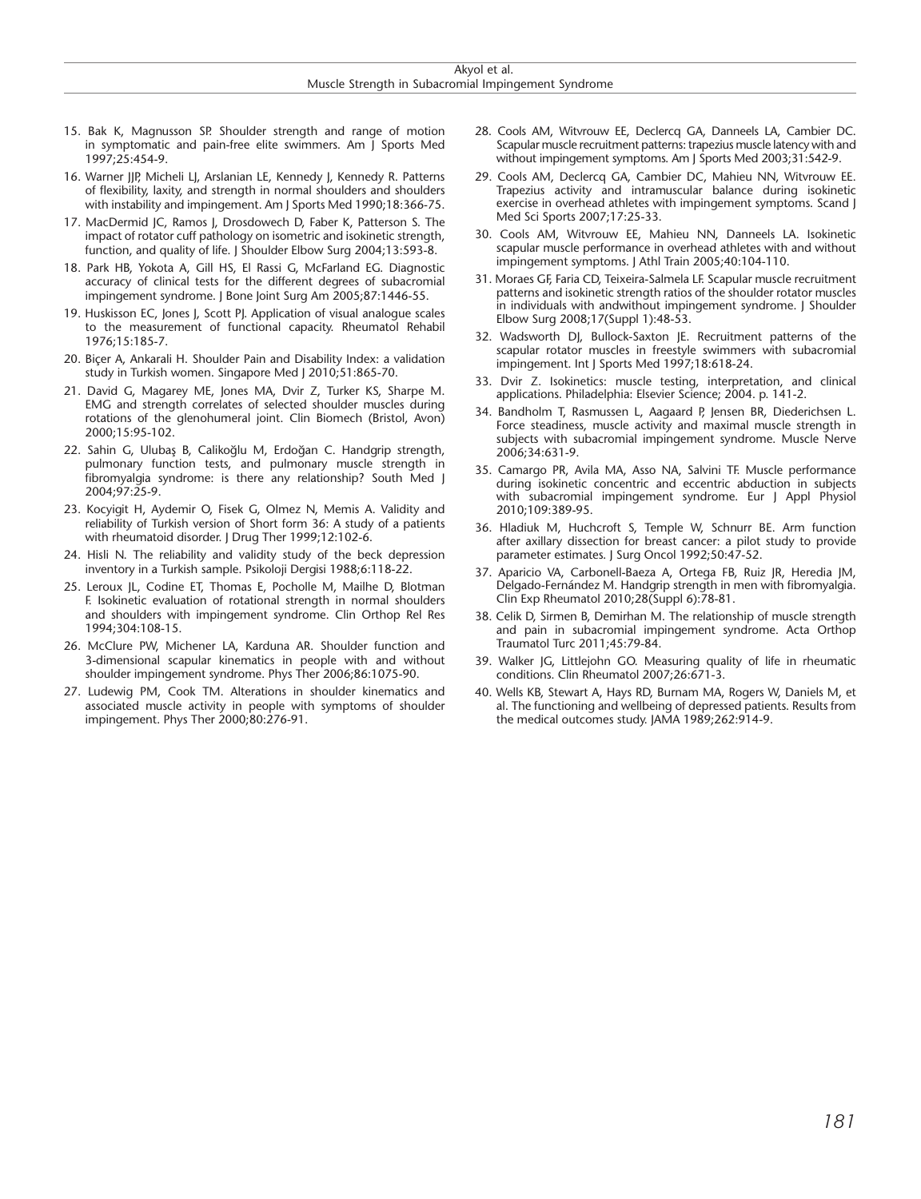15. Bak K, Magnusson SP. Shoulder strength and range of motion in symptomatic and pain-free elite swimmers. Am J Sports Med 1997;25:454-9.
16. Warner JJP, Micheli LJ, Arslanian LE, Kennedy J, Kennedy R. Patterns of flexibility, laxity, and strength in normal shoulders and shoulders with instability and impingement. Am J Sports Med 1990;18:366-75.
17. MacDermid JC, Ramos J, Drosdowech D, Faber K, Patterson S. The impact of rotator cuff pathology on isometric and isokinetic strength, function, and quality of life. J Shoulder Elbow Surg 2004;13:593-8.
18. Park HB, Yokota A, Gill HS, El Rassi G, McFarland EG. Diagnostic accuracy of clinical tests for the different degrees of subacromial impingement syndrome. J Bone Joint Surg Am 2005;87:1446-55.
19. Huskisson EC, Jones J, Scott PJ. Application of visual analogue scales to the measurement of functional capacity. Rheumatol Rehabil 1976;15:185-7.
20. Biçer A, Ankarali H. Shoulder Pain and Disability Index: a validation study in Turkish women. Singapore Med J 2010;51:865-70.
21. David G, Magarey ME, Jones MA, Dvir Z, Turker KS, Sharpe M. EMG and strength correlates of selected shoulder muscles during rotations of the glenohumeral joint. Clin Biomech (Bristol, Avon) 2000;15:95-102.
22. Sahin G, Ulubaş B, Calikoğlu M, Erdoğan C. Handgrip strength, pulmonary function tests, and pulmonary muscle strength in fibromyalgia syndrome: is there any relationship? South Med J 2004;97:25-9.
23. Kocyigit H, Aydemir O, Fisek G, Olmez N, Memis A. Validity and reliability of Turkish version of Short form 36: A study of a patients with rheumatoid disorder. J Drug Ther 1999;12:102-6.
24. Hisli N. The reliability and validity study of the beck depression inventory in a Turkish sample. Psikoloji Dergisi 1988;6:118-22.
25. Leroux JL, Codine ET, Thomas E, Pocholle M, Mailhe D, Blotman F. Isokinetic evaluation of rotational strength in normal shoulders and shoulders with impingement syndrome. Clin Orthop Rel Res 1994;304:108-15.
26. McClure PW, Michener LA, Karduna AR. Shoulder function and 3-dimensional scapular kinematics in people with and without shoulder impingement syndrome. Phys Ther 2006;86:1075-90.
27. Ludewig PM, Cook TM. Alterations in shoulder kinematics and associated muscle activity in people with symptoms of shoulder impingement. Phys Ther 2000;80:276-91.
28. Cools AM, Witvrouw EE, Declercq GA, Danneels LA, Cambier DC. Scapular muscle recruitment patterns: trapezius muscle latency with and without impingement symptoms. Am J Sports Med 2003;31:542-9.
29. Cools AM, Declercq GA, Cambier DC, Mahieu NN, Witvrouw EE. Trapezius activity and intramuscular balance during isokinetic exercise in overhead athletes with impingement symptoms. Scand J Med Sci Sports 2007;17:25-33.
30. Cools AM, Witvrouw EE, Mahieu NN, Danneels LA. Isokinetic scapular muscle performance in overhead athletes with and without impingement symptoms. J Athl Train 2005;40:104-110.
31. Moraes GF, Faria CD, Teixeira-Salmela LF. Scapular muscle recruitment patterns and isokinetic strength ratios of the shoulder rotator muscles in individuals with andwithout impingement syndrome. J Shoulder Elbow Surg 2008;17(Suppl 1):48-53.
32. Wadsworth DJ, Bullock-Saxton JE. Recruitment patterns of the scapular rotator muscles in freestyle swimmers with subacromial impingement. Int J Sports Med 1997;18:618-24.
33. Dvir Z. Isokinetics: muscle testing, interpretation, and clinical applications. Philadelphia: Elsevier Science; 2004. p. 141-2.
34. Bandholm T, Rasmussen L, Aagaard P, Jensen BR, Diederichsen L. Force steadiness, muscle activity and maximal muscle strength in subjects with subacromial impingement syndrome. Muscle Nerve 2006;34:631-9.
35. Camargo PR, Avila MA, Asso NA, Salvini TF. Muscle performance during isokinetic concentric and eccentric abduction in subjects with subacromial impingement syndrome. Eur J Appl Physiol 2010;109:389-95.
36. Hladiuk M, Huchcroft S, Temple W, Schnurr BE. Arm function after axillary dissection for breast cancer: a pilot study to provide parameter estimates. J Surg Oncol 1992;50:47-52.
37. Aparicio VA, Carbonell-Baeza A, Ortega FB, Ruiz JR, Heredia JM, Delgado-Fernández M. Handgrip strength in men with fibromyalgia. Clin Exp Rheumatol 2010;28(Suppl 6):78-81.
38. Celik D, Sirmen B, Demirhan M. The relationship of muscle strength and pain in subacromial impingement syndrome. Acta Orthop Traumatol Turc 2011;45:79-84.
39. Walker JG, Littlejohn GO. Measuring quality of life in rheumatic conditions. Clin Rheumatol 2007;26:671-3.
40. Wells KB, Stewart A, Hays RD, Burnam MA, Rogers W, Daniels M, et al. The functioning and wellbeing of depressed patients. Results from the medical outcomes study. JAMA 1989;262:914-9.